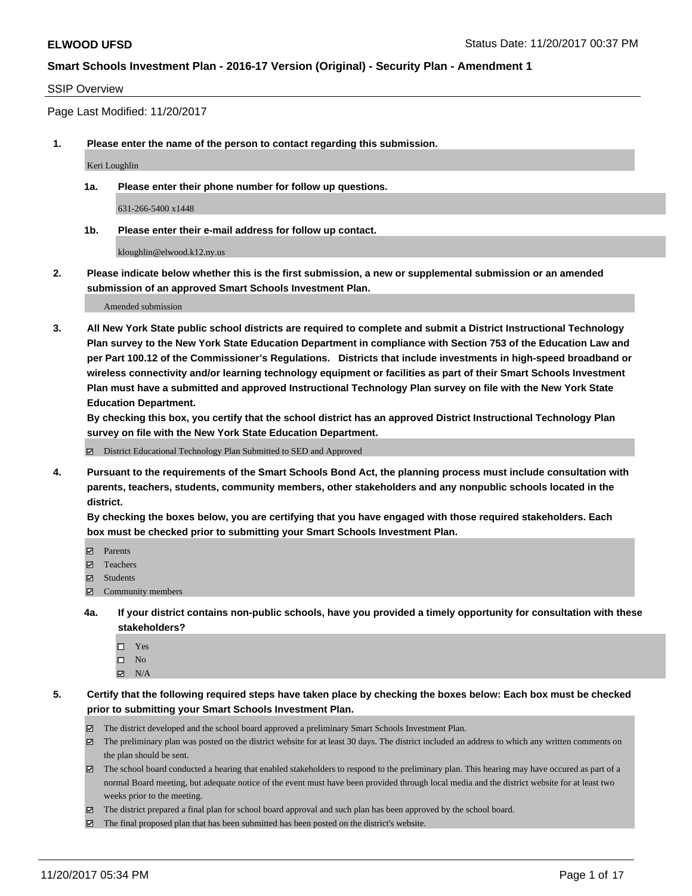**ELWOOD UFSD** Status Date: 11/20/2017 00:37 PM

**Smart Schools Investment Plan - 2016-17 Version (Original) - Security Plan - Amendment 1**

SSIP Overview

Page Last Modified: 11/20/2017

1. **Please enter the name of the person to contact regarding this submission.**

   Keri Loughlin

   1a. **Please enter their phone number for follow up questions.**

   631-266-5400 x1448

   1b. **Please enter their e-mail address for follow up contact.**

   kloughlin@elwood.k12.ny.us

2. **Please indicate below whether this is the first submission, a new or supplemental submission or an amended submission of an approved Smart Schools Investment Plan.**

   Amended submission

3. **All New York State public school districts are required to complete and submit a District Instructional Technology Plan survey to the New York State Education Department in compliance with Section 753 of the Education Law and per Part 100.12 of the Commissioner's Regulations. Districts that include investments in high-speed broadband or wireless connectivity and/or learning technology equipment or facilities as part of their Smart Schools Investment Plan must have a submitted and approved Instructional Technology Plan survey on file with the New York State Education Department.**
   **By checking this box, you certify that the school district has an approved District Instructional Technology Plan survey on file with the New York State Education Department.**

   - [x] District Educational Technology Plan Submitted to SED and Approved

4. **Pursuant to the requirements of the Smart Schools Bond Act, the planning process must include consultation with parents, teachers, students, community members, other stakeholders and any nonpublic schools located in the district.**
   **By checking the boxes below, you are certifying that you have engaged with those required stakeholders. Each box must be checked prior to submitting your Smart Schools Investment Plan.**

   - [x] Parents
   - [x] Teachers
   - [x] Students
   - [x] Community members

   4a. **If your district contains non-public schools, have you provided a timely opportunity for consultation with these stakeholders?**

   - [ ] Yes
   - [ ] No
   - [x] N/A

5. **Certify that the following required steps have taken place by checking the boxes below: Each box must be checked prior to submitting your Smart Schools Investment Plan.**

   - [x] The district developed and the school board approved a preliminary Smart Schools Investment Plan.
   - [x] The preliminary plan was posted on the district website for at least 30 days. The district included an address to which any written comments on the plan should be sent.
   - [x] The school board conducted a hearing that enabled stakeholders to respond to the preliminary plan. This hearing may have occured as part of a normal Board meeting, but adequate notice of the event must have been provided through local media and the district website for at least two weeks prior to the meeting.
   - [x] The district prepared a final plan for school board approval and such plan has been approved by the school board.
   - [x] The final proposed plan that has been submitted has been posted on the district's website.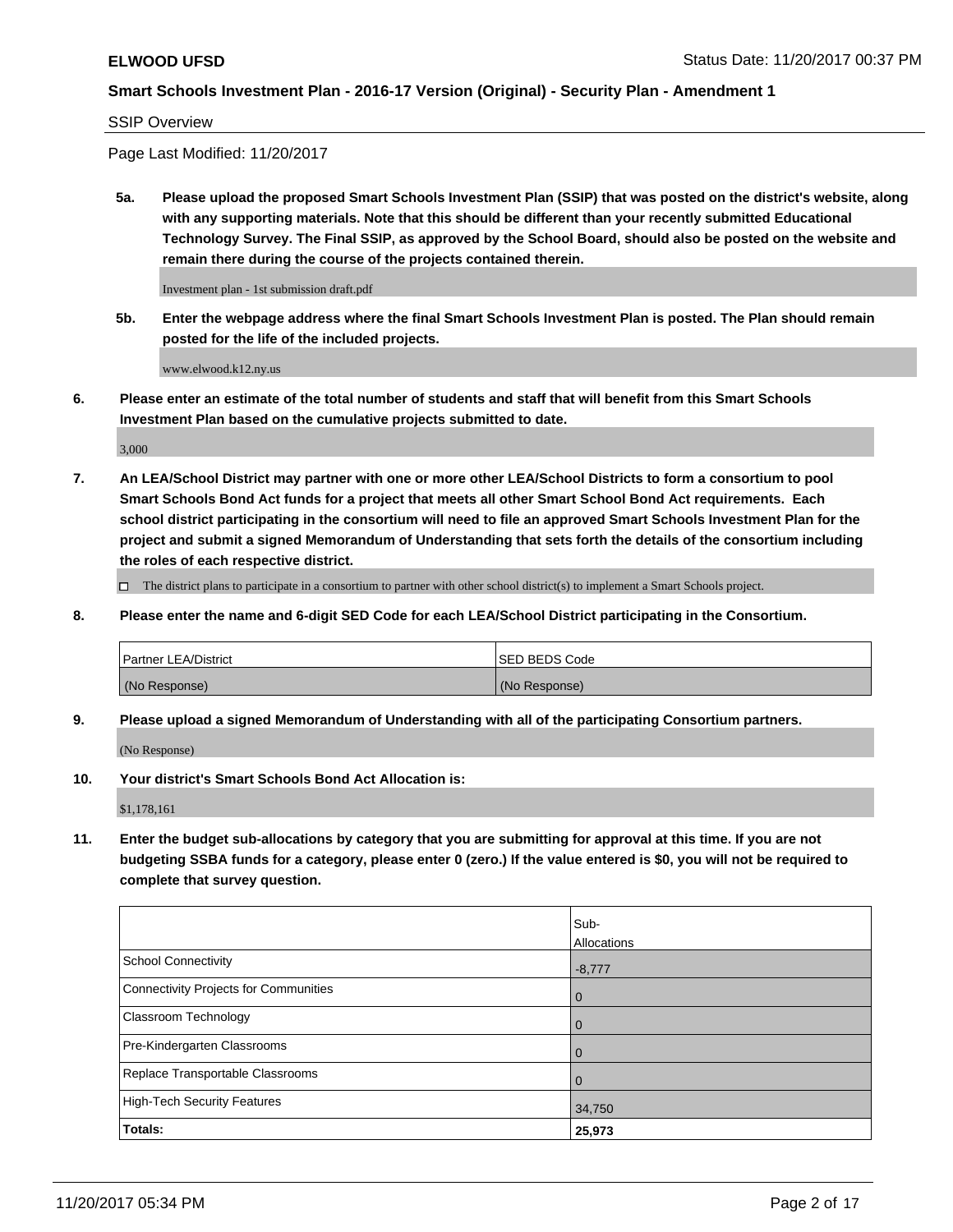**ELWOOD UFSD** Status Date: 11/20/2017 00:37 PM

**Smart Schools Investment Plan - 2016-17 Version (Original) - Security Plan - Amendment 1**

SSIP Overview

Page Last Modified: 11/20/2017

**5a. Please upload the proposed Smart Schools Investment Plan (SSIP) that was posted on the district's website, along with any supporting materials. Note that this should be different than your recently submitted Educational Technology Survey. The Final SSIP, as approved by the School Board, should also be posted on the website and remain there during the course of the projects contained therein.**

Investment plan - 1st submission draft.pdf

**5b. Enter the webpage address where the final Smart Schools Investment Plan is posted. The Plan should remain posted for the life of the included projects.**

www.elwood.k12.ny.us

**6. Please enter an estimate of the total number of students and staff that will benefit from this Smart Schools Investment Plan based on the cumulative projects submitted to date.**

3,000

**7. An LEA/School District may partner with one or more other LEA/School Districts to form a consortium to pool Smart Schools Bond Act funds for a project that meets all other Smart School Bond Act requirements. Each school district participating in the consortium will need to file an approved Smart Schools Investment Plan for the project and submit a signed Memorandum of Understanding that sets forth the details of the consortium including the roles of each respective district.**

☐ The district plans to participate in a consortium to partner with other school district(s) to implement a Smart Schools project.

**8. Please enter the name and 6-digit SED Code for each LEA/School District participating in the Consortium.**

| Partner LEA/District | SED BEDS Code |
|---|---|
| (No Response) | (No Response) |

**9. Please upload a signed Memorandum of Understanding with all of the participating Consortium partners.**

(No Response)

**10. Your district's Smart Schools Bond Act Allocation is:**

$1,178,161

**11. Enter the budget sub-allocations by category that you are submitting for approval at this time. If you are not budgeting SSBA funds for a category, please enter 0 (zero.) If the value entered is $0, you will not be required to complete that survey question.**

| | Sub-Allocations |
|---|---|
| School Connectivity | -8,777 |
| Connectivity Projects for Communities | 0 |
| Classroom Technology | 0 |
| Pre-Kindergarten Classrooms | 0 |
| Replace Transportable Classrooms | 0 |
| High-Tech Security Features | 34,750 |
| **Totals:** | **25,973** |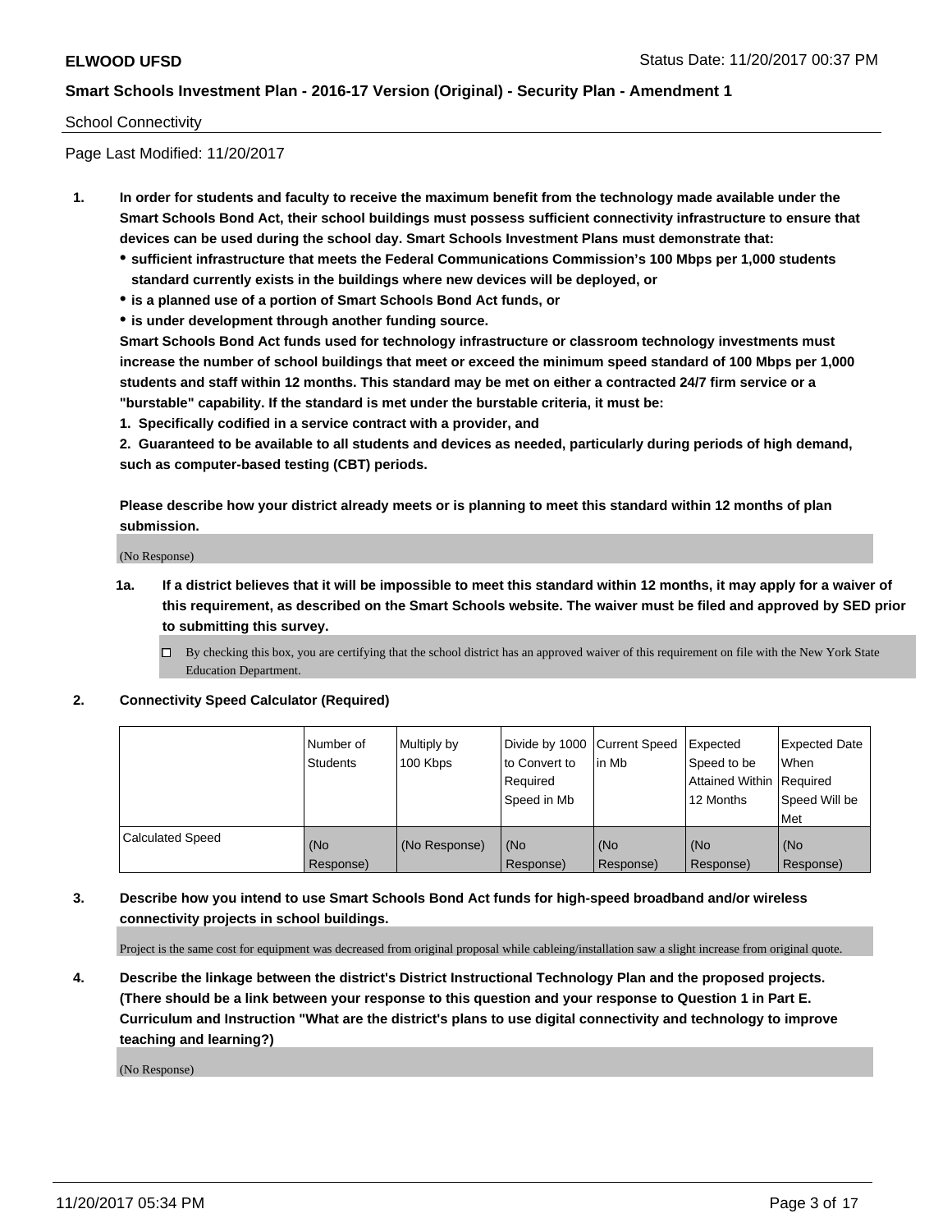School Connectivity

Page Last Modified: 11/20/2017

1. **In order for students and faculty to receive the maximum benefit from the technology made available under the Smart Schools Bond Act, their school buildings must possess sufficient connectivity infrastructure to ensure that devices can be used during the school day. Smart Schools Investment Plans must demonstrate that:**
   - **sufficient infrastructure that meets the Federal Communications Commission's 100 Mbps per 1,000 students standard currently exists in the buildings where new devices will be deployed, or**
   - **is a planned use of a portion of Smart Schools Bond Act funds, or**
   - **is under development through another funding source.**

   **Smart Schools Bond Act funds used for technology infrastructure or classroom technology investments must increase the number of school buildings that meet or exceed the minimum speed standard of 100 Mbps per 1,000 students and staff within 12 months. This standard may be met on either a contracted 24/7 firm service or a "burstable" capability. If the standard is met under the burstable criteria, it must be:**

   **1. Specifically codified in a service contract with a provider, and**

   **2. Guaranteed to be available to all students and devices as needed, particularly during periods of high demand, such as computer-based testing (CBT) periods.**

   **Please describe how your district already meets or is planning to meet this standard within 12 months of plan submission.**

   (No Response)

   **1a. If a district believes that it will be impossible to meet this standard within 12 months, it may apply for a waiver of this requirement, as described on the Smart Schools website. The waiver must be filed and approved by SED prior to submitting this survey.**

   ☐ By checking this box, you are certifying that the school district has an approved waiver of this requirement on file with the New York State Education Department.

2. **Connectivity Speed Calculator (Required)**

| | Number of Students | Multiply by 100 Kbps | Divide by 1000 to Convert to Required Speed in Mb | Current Speed in Mb | Expected Speed to be Attained Within 12 Months | Expected Date When Required Speed Will be Met |
|---|---|---|---|---|---|---|
| Calculated Speed | (No Response) | (No Response) | (No Response) | (No Response) | (No Response) | (No Response) |

3. **Describe how you intend to use Smart Schools Bond Act funds for high-speed broadband and/or wireless connectivity projects in school buildings.**

   Project is the same cost for equipment was decreased from original proposal while cableing/installation saw a slight increase from original quote.

4. **Describe the linkage between the district's District Instructional Technology Plan and the proposed projects. (There should be a link between your response to this question and your response to Question 1 in Part E. Curriculum and Instruction "What are the district's plans to use digital connectivity and technology to improve teaching and learning?)**

   (No Response)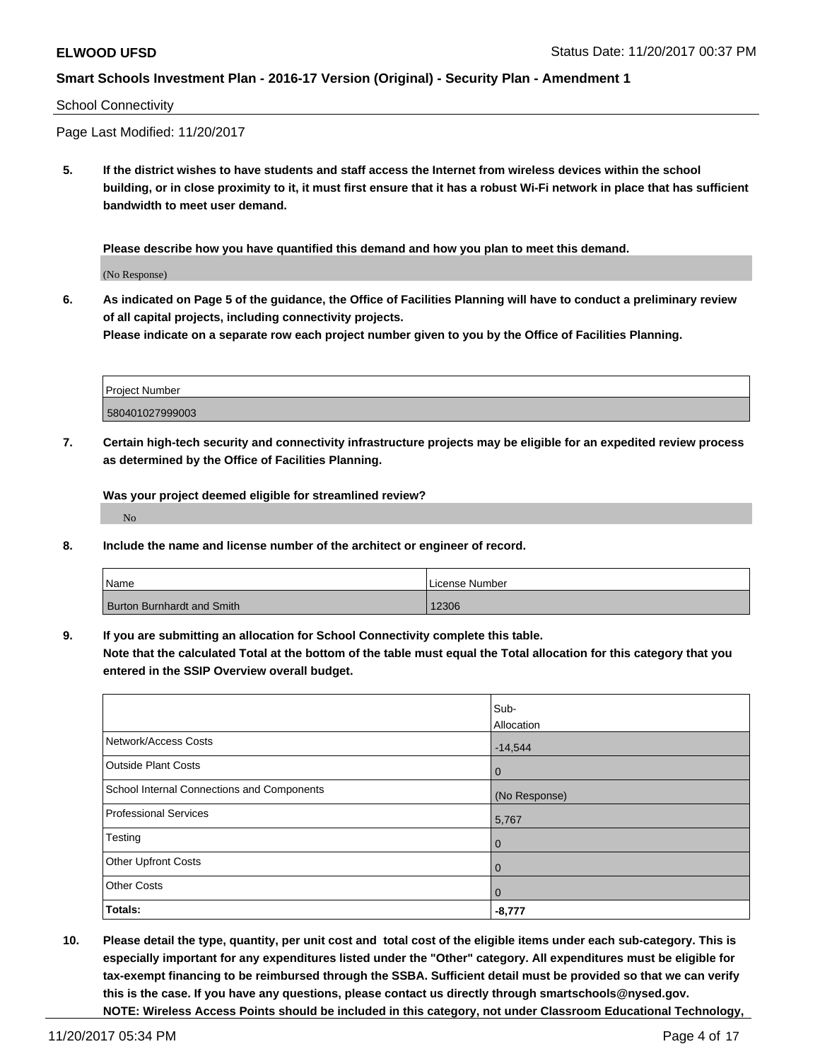School Connectivity

Page Last Modified: 11/20/2017

**5. If the district wishes to have students and staff access the Internet from wireless devices within the school building, or in close proximity to it, it must first ensure that it has a robust Wi-Fi network in place that has sufficient bandwidth to meet user demand.**

**Please describe how you have quantified this demand and how you plan to meet this demand.**

(No Response)

**6. As indicated on Page 5 of the guidance, the Office of Facilities Planning will have to conduct a preliminary review of all capital projects, including connectivity projects.**
**Please indicate on a separate row each project number given to you by the Office of Facilities Planning.**

| Project Number |
| --- |
| 580401027999003 |

**7. Certain high-tech security and connectivity infrastructure projects may be eligible for an expedited review process as determined by the Office of Facilities Planning.**

**Was your project deemed eligible for streamlined review?**

No

**8. Include the name and license number of the architect or engineer of record.**

| Name | License Number |
| --- | --- |
| Burton Burnhardt and Smith | 12306 |

**9. If you are submitting an allocation for School Connectivity complete this table.**
**Note that the calculated Total at the bottom of the table must equal the Total allocation for this category that you entered in the SSIP Overview overall budget.**

| | Sub-Allocation |
| --- | --- |
| Network/Access Costs | -14,544 |
| Outside Plant Costs | 0 |
| School Internal Connections and Components | (No Response) |
| Professional Services | 5,767 |
| Testing | 0 |
| Other Upfront Costs | 0 |
| Other Costs | 0 |
| **Totals:** | **-8,777** |

**10. Please detail the type, quantity, per unit cost and total cost of the eligible items under each sub-category. This is especially important for any expenditures listed under the "Other" category. All expenditures must be eligible for tax-exempt financing to be reimbursed through the SSBA. Sufficient detail must be provided so that we can verify this is the case. If you have any questions, please contact us directly through smartschools@nysed.gov.**
**NOTE: Wireless Access Points should be included in this category, not under Classroom Educational Technology,**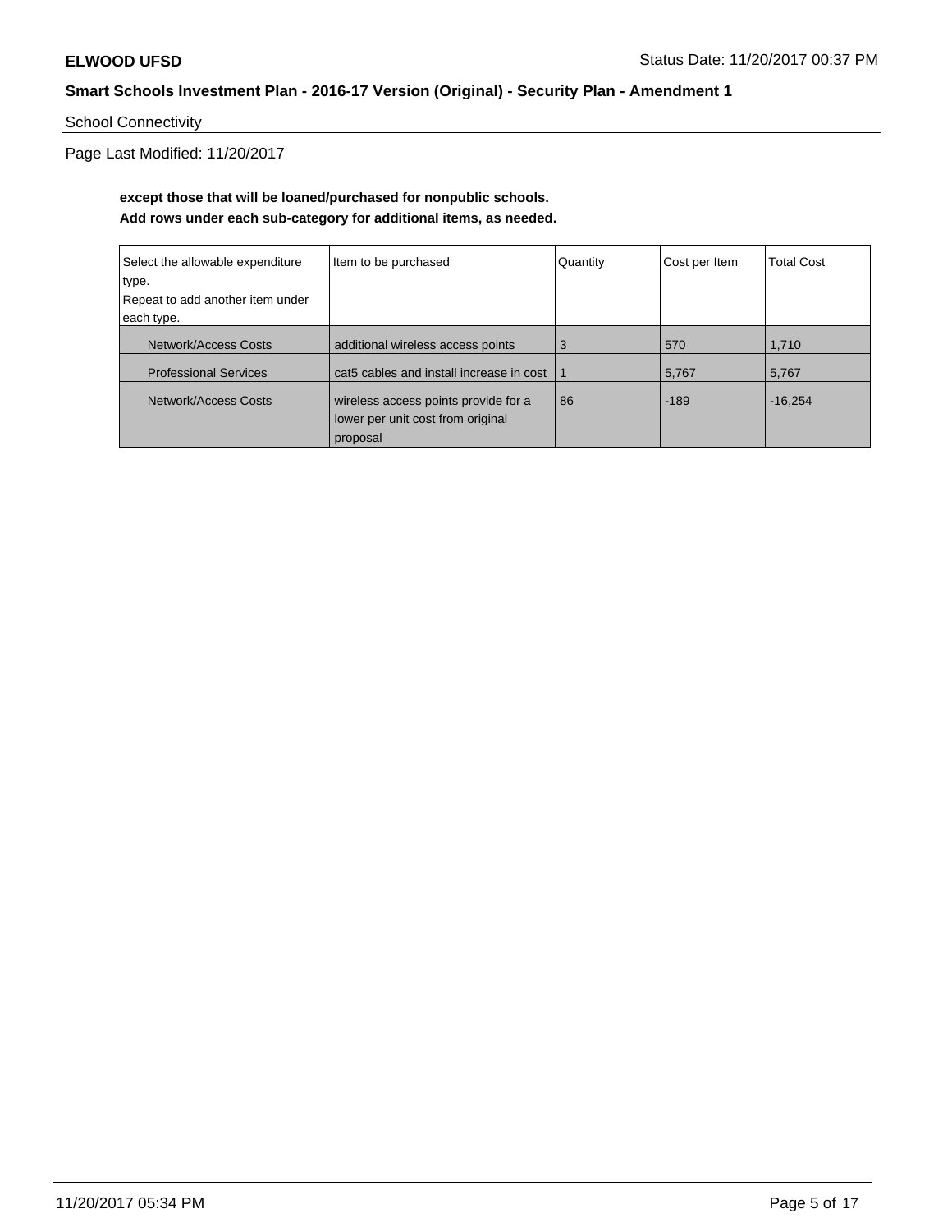School Connectivity

Page Last Modified: 11/20/2017

**except those that will be loaned/purchased for nonpublic schools.**
**Add rows under each sub-category for additional items, as needed.**

| Select the allowable expenditure type. Repeat to add another item under each type. | Item to be purchased | Quantity | Cost per Item | Total Cost |
|---|---|---|---|---|
| Network/Access Costs | additional wireless access points | 3 | 570 | 1,710 |
| Professional Services | cat5 cables and install increase in cost | 1 | 5,767 | 5,767 |
| Network/Access Costs | wireless access points provide for a lower per unit cost from original proposal | 86 | -189 | -16,254 |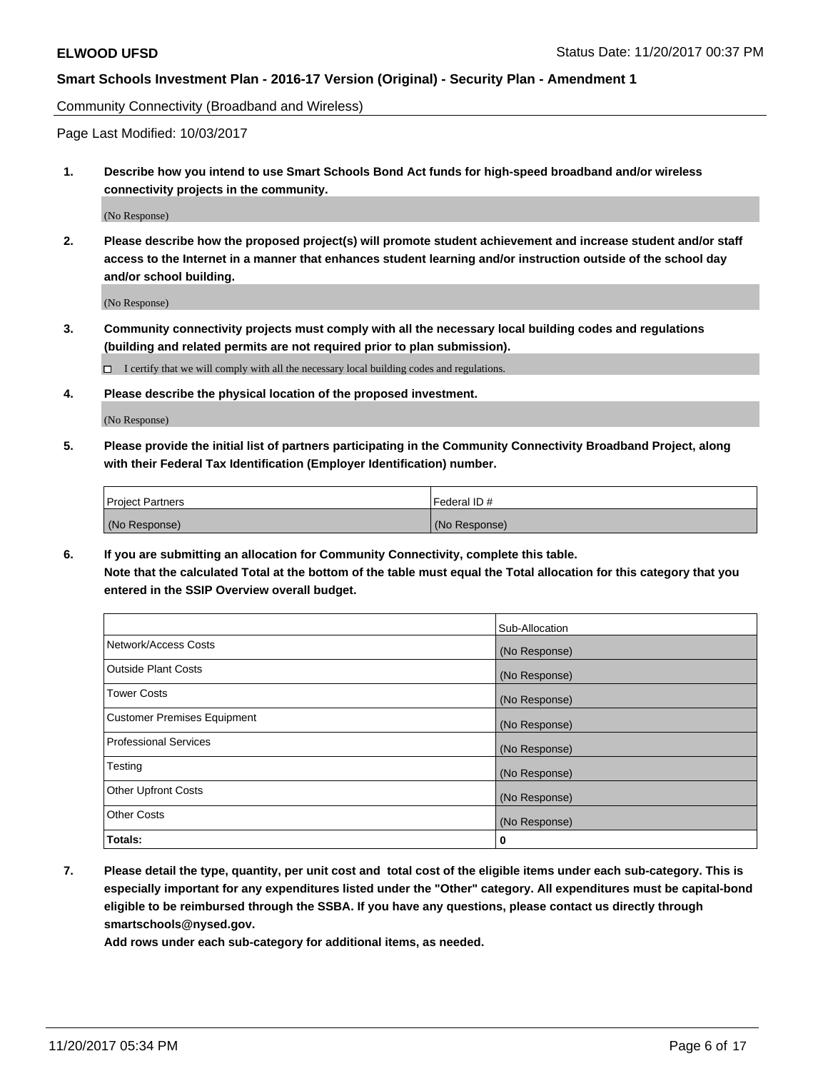Community Connectivity (Broadband and Wireless)

Page Last Modified: 10/03/2017

1. **Describe how you intend to use Smart Schools Bond Act funds for high-speed broadband and/or wireless connectivity projects in the community.**

   (No Response)

2. **Please describe how the proposed project(s) will promote student achievement and increase student and/or staff access to the Internet in a manner that enhances student learning and/or instruction outside of the school day and/or school building.**

   (No Response)

3. **Community connectivity projects must comply with all the necessary local building codes and regulations (building and related permits are not required prior to plan submission).**

   ☐ I certify that we will comply with all the necessary local building codes and regulations.

4. **Please describe the physical location of the proposed investment.**

   (No Response)

5. **Please provide the initial list of partners participating in the Community Connectivity Broadband Project, along with their Federal Tax Identification (Employer Identification) number.**

| Project Partners | Federal ID # |
| --- | --- |
| (No Response) | (No Response) |

6. **If you are submitting an allocation for Community Connectivity, complete this table.**
   **Note that the calculated Total at the bottom of the table must equal the Total allocation for this category that you entered in the SSIP Overview overall budget.**

| | Sub-Allocation |
| --- | --- |
| Network/Access Costs | (No Response) |
| Outside Plant Costs | (No Response) |
| Tower Costs | (No Response) |
| Customer Premises Equipment | (No Response) |
| Professional Services | (No Response) |
| Testing | (No Response) |
| Other Upfront Costs | (No Response) |
| Other Costs | (No Response) |
| **Totals:** | **0** |

7. **Please detail the type, quantity, per unit cost and total cost of the eligible items under each sub-category. This is especially important for any expenditures listed under the "Other" category. All expenditures must be capital-bond eligible to be reimbursed through the SSBA. If you have any questions, please contact us directly through smartschools@nysed.gov.**

   **Add rows under each sub-category for additional items, as needed.**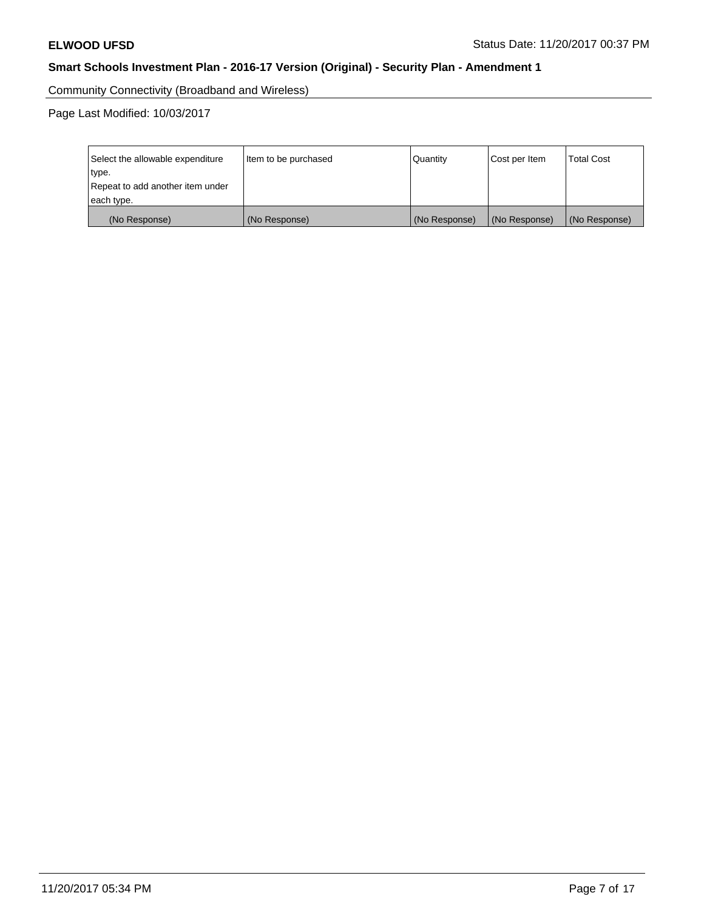Community Connectivity (Broadband and Wireless)

Page Last Modified: 10/03/2017

| Select the allowable expenditure type.<br>Repeat to add another item under each type. | Item to be purchased | Quantity | Cost per Item | Total Cost |
|---|---|---|---|---|
| (No Response) | (No Response) | (No Response) | (No Response) | (No Response) |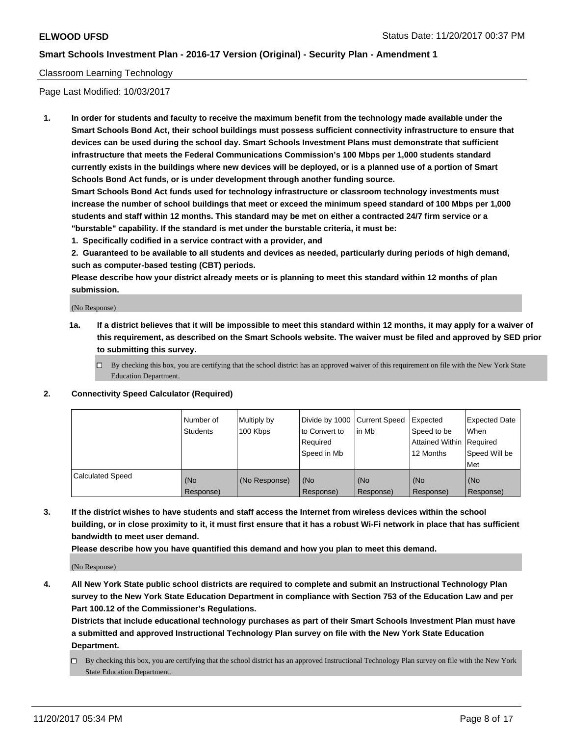Classroom Learning Technology

Page Last Modified: 10/03/2017

**1. In order for students and faculty to receive the maximum benefit from the technology made available under the Smart Schools Bond Act, their school buildings must possess sufficient connectivity infrastructure to ensure that devices can be used during the school day. Smart Schools Investment Plans must demonstrate that sufficient infrastructure that meets the Federal Communications Commission's 100 Mbps per 1,000 students standard currently exists in the buildings where new devices will be deployed, or is a planned use of a portion of Smart Schools Bond Act funds, or is under development through another funding source.**

**Smart Schools Bond Act funds used for technology infrastructure or classroom technology investments must increase the number of school buildings that meet or exceed the minimum speed standard of 100 Mbps per 1,000 students and staff within 12 months. This standard may be met on either a contracted 24/7 firm service or a "burstable" capability. If the standard is met under the burstable criteria, it must be:**

**1. Specifically codified in a service contract with a provider, and**

**2. Guaranteed to be available to all students and devices as needed, particularly during periods of high demand, such as computer-based testing (CBT) periods.**

**Please describe how your district already meets or is planning to meet this standard within 12 months of plan submission.**

(No Response)

**1a. If a district believes that it will be impossible to meet this standard within 12 months, it may apply for a waiver of this requirement, as described on the Smart Schools website. The waiver must be filed and approved by SED prior to submitting this survey.**

☐ By checking this box, you are certifying that the school district has an approved waiver of this requirement on file with the New York State Education Department.

**2. Connectivity Speed Calculator (Required)**

| | Number of Students | Multiply by 100 Kbps | Divide by 1000 to Convert to Required Speed in Mb | Current Speed in Mb | Expected Speed to be Attained Within 12 Months | Expected Date When Required Speed Will be Met |
|---|---|---|---|---|---|---|
| Calculated Speed | (No Response) | (No Response) | (No Response) | (No Response) | (No Response) | (No Response) |

**3. If the district wishes to have students and staff access the Internet from wireless devices within the school building, or in close proximity to it, it must first ensure that it has a robust Wi-Fi network in place that has sufficient bandwidth to meet user demand.**

**Please describe how you have quantified this demand and how you plan to meet this demand.**

(No Response)

**4. All New York State public school districts are required to complete and submit an Instructional Technology Plan survey to the New York State Education Department in compliance with Section 753 of the Education Law and per Part 100.12 of the Commissioner's Regulations.**

**Districts that include educational technology purchases as part of their Smart Schools Investment Plan must have a submitted and approved Instructional Technology Plan survey on file with the New York State Education Department.**

☐ By checking this box, you are certifying that the school district has an approved Instructional Technology Plan survey on file with the New York State Education Department.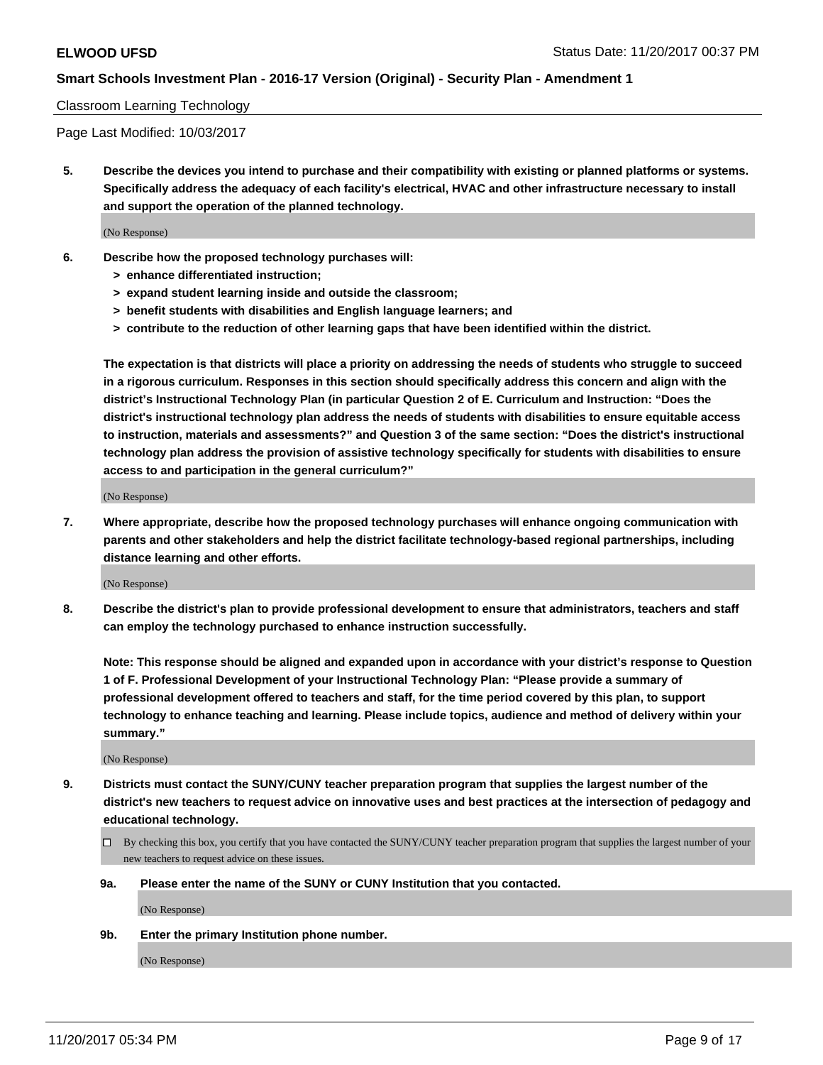Classroom Learning Technology

Page Last Modified: 10/03/2017

**5. Describe the devices you intend to purchase and their compatibility with existing or planned platforms or systems. Specifically address the adequacy of each facility's electrical, HVAC and other infrastructure necessary to install and support the operation of the planned technology.**

(No Response)

**6. Describe how the proposed technology purchases will:**
- **> enhance differentiated instruction;**
- **> expand student learning inside and outside the classroom;**
- **> benefit students with disabilities and English language learners; and**
- **> contribute to the reduction of other learning gaps that have been identified within the district.**

**The expectation is that districts will place a priority on addressing the needs of students who struggle to succeed in a rigorous curriculum. Responses in this section should specifically address this concern and align with the district's Instructional Technology Plan (in particular Question 2 of E. Curriculum and Instruction: "Does the district's instructional technology plan address the needs of students with disabilities to ensure equitable access to instruction, materials and assessments?" and Question 3 of the same section: "Does the district's instructional technology plan address the provision of assistive technology specifically for students with disabilities to ensure access to and participation in the general curriculum?"**

(No Response)

**7. Where appropriate, describe how the proposed technology purchases will enhance ongoing communication with parents and other stakeholders and help the district facilitate technology-based regional partnerships, including distance learning and other efforts.**

(No Response)

**8. Describe the district's plan to provide professional development to ensure that administrators, teachers and staff can employ the technology purchased to enhance instruction successfully.**

**Note: This response should be aligned and expanded upon in accordance with your district's response to Question 1 of F. Professional Development of your Instructional Technology Plan: "Please provide a summary of professional development offered to teachers and staff, for the time period covered by this plan, to support technology to enhance teaching and learning. Please include topics, audience and method of delivery within your summary."**

(No Response)

**9. Districts must contact the SUNY/CUNY teacher preparation program that supplies the largest number of the district's new teachers to request advice on innovative uses and best practices at the intersection of pedagogy and educational technology.**

☐ By checking this box, you certify that you have contacted the SUNY/CUNY teacher preparation program that supplies the largest number of your new teachers to request advice on these issues.

**9a. Please enter the name of the SUNY or CUNY Institution that you contacted.**

(No Response)

**9b. Enter the primary Institution phone number.**

(No Response)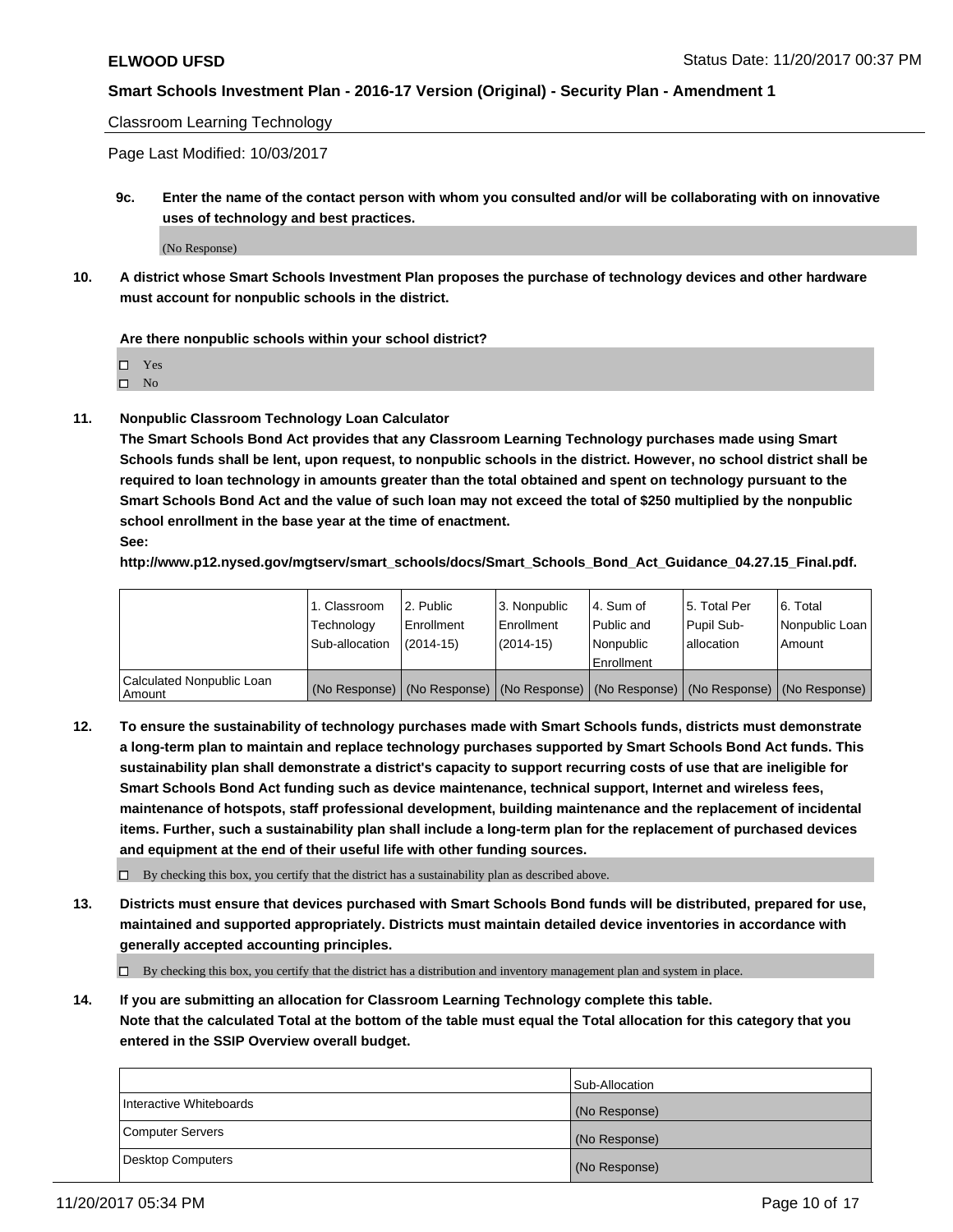Classroom Learning Technology

Page Last Modified: 10/03/2017

**9c. Enter the name of the contact person with whom you consulted and/or will be collaborating with on innovative uses of technology and best practices.**

(No Response)

**10. A district whose Smart Schools Investment Plan proposes the purchase of technology devices and other hardware must account for nonpublic schools in the district.**

**Are there nonpublic schools within your school district?**

- ☐ Yes
- ☐ No

**11. Nonpublic Classroom Technology Loan Calculator**

**The Smart Schools Bond Act provides that any Classroom Learning Technology purchases made using Smart Schools funds shall be lent, upon request, to nonpublic schools in the district. However, no school district shall be required to loan technology in amounts greater than the total obtained and spent on technology pursuant to the Smart Schools Bond Act and the value of such loan may not exceed the total of $250 multiplied by the nonpublic school enrollment in the base year at the time of enactment.**

**See:**

**http://www.p12.nysed.gov/mgtserv/smart_schools/docs/Smart_Schools_Bond_Act_Guidance_04.27.15_Final.pdf.**

| | 1. Classroom Technology Sub-allocation | 2. Public Enrollment (2014-15) | 3. Nonpublic Enrollment (2014-15) | 4. Sum of Public and Nonpublic Enrollment | 5. Total Per Pupil Sub-allocation | 6. Total Nonpublic Loan Amount |
|---|---|---|---|---|---|---|
| Calculated Nonpublic Loan Amount | (No Response) | (No Response) | (No Response) | (No Response) | (No Response) | (No Response) |

**12. To ensure the sustainability of technology purchases made with Smart Schools funds, districts must demonstrate a long-term plan to maintain and replace technology purchases supported by Smart Schools Bond Act funds. This sustainability plan shall demonstrate a district's capacity to support recurring costs of use that are ineligible for Smart Schools Bond Act funding such as device maintenance, technical support, Internet and wireless fees, maintenance of hotspots, staff professional development, building maintenance and the replacement of incidental items. Further, such a sustainability plan shall include a long-term plan for the replacement of purchased devices and equipment at the end of their useful life with other funding sources.**

☐ By checking this box, you certify that the district has a sustainability plan as described above.

**13. Districts must ensure that devices purchased with Smart Schools Bond funds will be distributed, prepared for use, maintained and supported appropriately. Districts must maintain detailed device inventories in accordance with generally accepted accounting principles.**

☐ By checking this box, you certify that the district has a distribution and inventory management plan and system in place.

**14. If you are submitting an allocation for Classroom Learning Technology complete this table. Note that the calculated Total at the bottom of the table must equal the Total allocation for this category that you entered in the SSIP Overview overall budget.**

| | Sub-Allocation |
|---|---|
| Interactive Whiteboards | (No Response) |
| Computer Servers | (No Response) |
| Desktop Computers | (No Response) |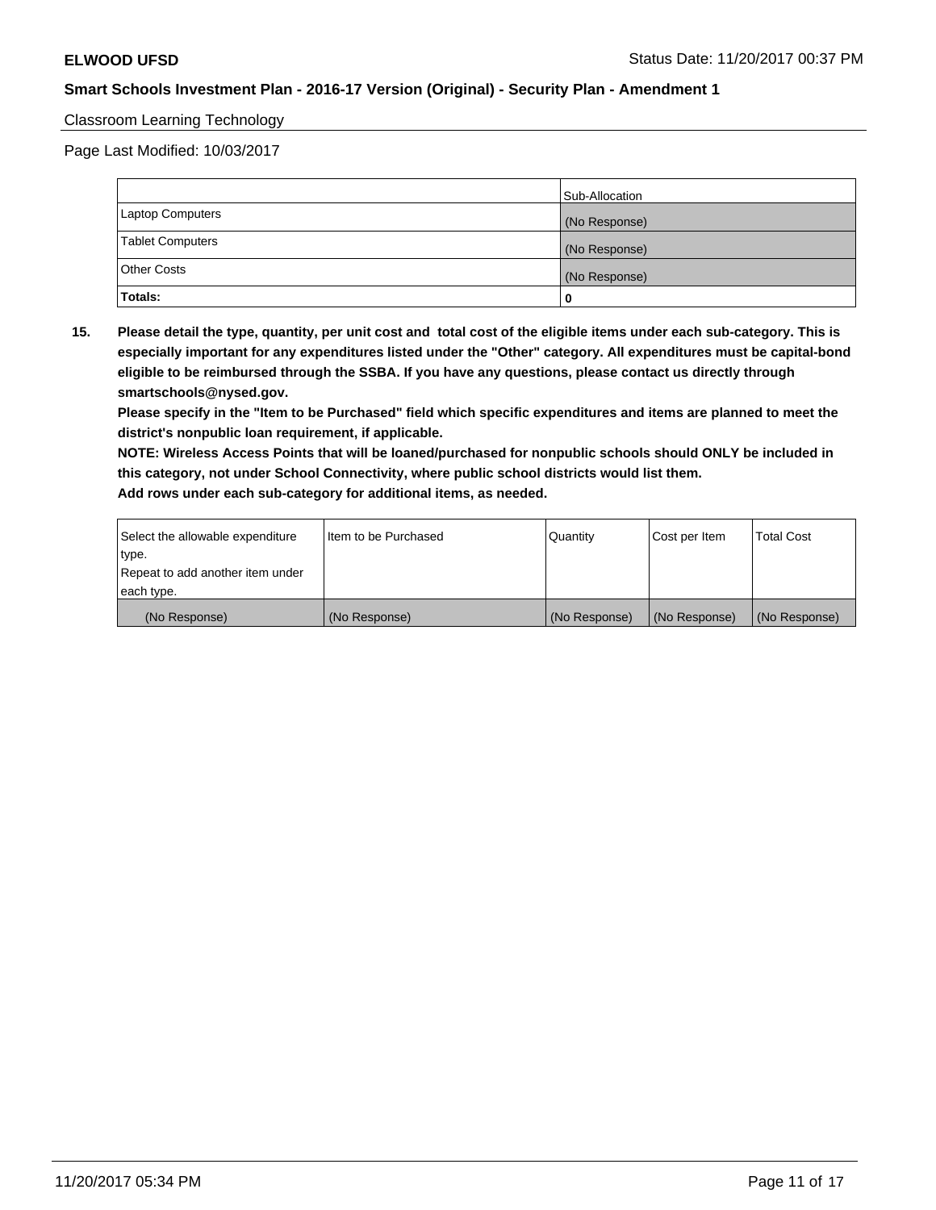Classroom Learning Technology

Page Last Modified: 10/03/2017

| | Sub-Allocation |
|---|---|
| Laptop Computers | (No Response) |
| Tablet Computers | (No Response) |
| Other Costs | (No Response) |
| **Totals:** | **0** |

**15. Please detail the type, quantity, per unit cost and total cost of the eligible items under each sub-category. This is especially important for any expenditures listed under the "Other" category. All expenditures must be capital-bond eligible to be reimbursed through the SSBA. If you have any questions, please contact us directly through smartschools@nysed.gov.**

**Please specify in the "Item to be Purchased" field which specific expenditures and items are planned to meet the district's nonpublic loan requirement, if applicable.**

**NOTE: Wireless Access Points that will be loaned/purchased for nonpublic schools should ONLY be included in this category, not under School Connectivity, where public school districts would list them.**

**Add rows under each sub-category for additional items, as needed.**

| Select the allowable expenditure type. Repeat to add another item under each type. | Item to be Purchased | Quantity | Cost per Item | Total Cost |
|---|---|---|---|---|
| (No Response) | (No Response) | (No Response) | (No Response) | (No Response) |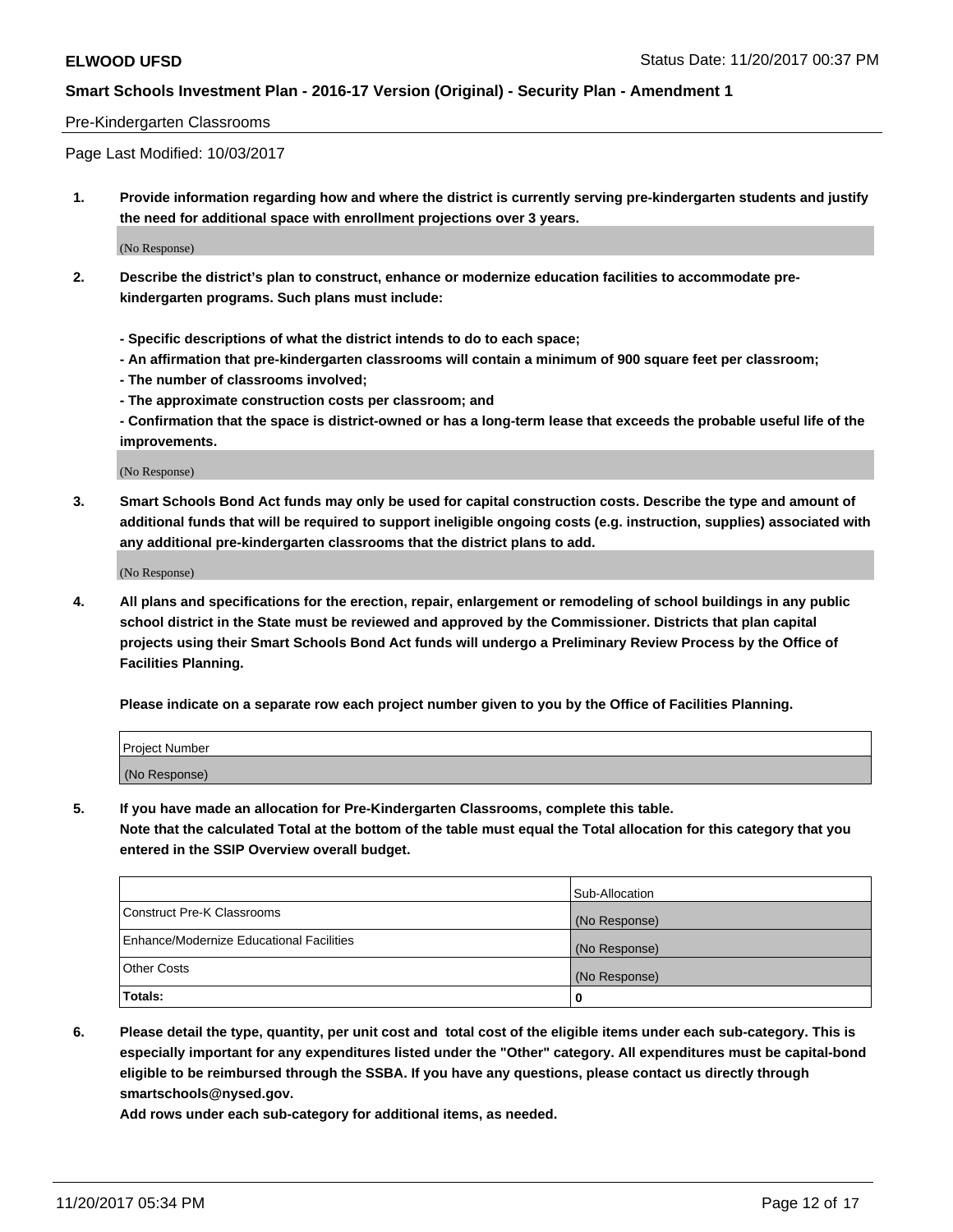Pre-Kindergarten Classrooms

Page Last Modified: 10/03/2017

1. **Provide information regarding how and where the district is currently serving pre-kindergarten students and justify the need for additional space with enrollment projections over 3 years.**

(No Response)

2. **Describe the district's plan to construct, enhance or modernize education facilities to accommodate pre-kindergarten programs. Such plans must include:**

**- Specific descriptions of what the district intends to do to each space;**
**- An affirmation that pre-kindergarten classrooms will contain a minimum of 900 square feet per classroom;**
**- The number of classrooms involved;**
**- The approximate construction costs per classroom; and**
**- Confirmation that the space is district-owned or has a long-term lease that exceeds the probable useful life of the improvements.**

(No Response)

3. **Smart Schools Bond Act funds may only be used for capital construction costs. Describe the type and amount of additional funds that will be required to support ineligible ongoing costs (e.g. instruction, supplies) associated with any additional pre-kindergarten classrooms that the district plans to add.**

(No Response)

4. **All plans and specifications for the erection, repair, enlargement or remodeling of school buildings in any public school district in the State must be reviewed and approved by the Commissioner. Districts that plan capital projects using their Smart Schools Bond Act funds will undergo a Preliminary Review Process by the Office of Facilities Planning.**

**Please indicate on a separate row each project number given to you by the Office of Facilities Planning.**

| Project Number |
|---|
| (No Response) |

5. **If you have made an allocation for Pre-Kindergarten Classrooms, complete this table.**
**Note that the calculated Total at the bottom of the table must equal the Total allocation for this category that you entered in the SSIP Overview overall budget.**

| | Sub-Allocation |
|---|---|
| Construct Pre-K Classrooms | (No Response) |
| Enhance/Modernize Educational Facilities | (No Response) |
| Other Costs | (No Response) |
| **Totals:** | **0** |

6. **Please detail the type, quantity, per unit cost and total cost of the eligible items under each sub-category. This is especially important for any expenditures listed under the "Other" category. All expenditures must be capital-bond eligible to be reimbursed through the SSBA. If you have any questions, please contact us directly through smartschools@nysed.gov.**

**Add rows under each sub-category for additional items, as needed.**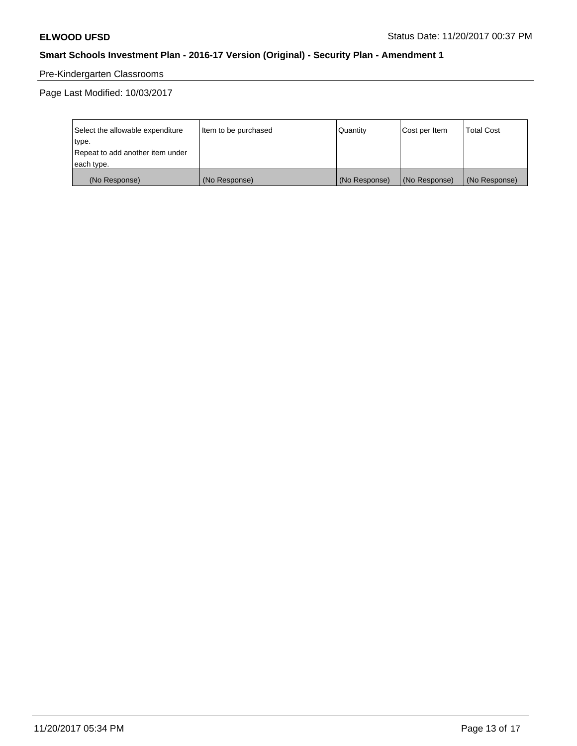Pre-Kindergarten Classrooms

Page Last Modified: 10/03/2017

| Select the allowable expenditure type. Repeat to add another item under each type. | Item to be purchased | Quantity | Cost per Item | Total Cost |
| --- | --- | --- | --- | --- |
| (No Response) | (No Response) | (No Response) | (No Response) | (No Response) |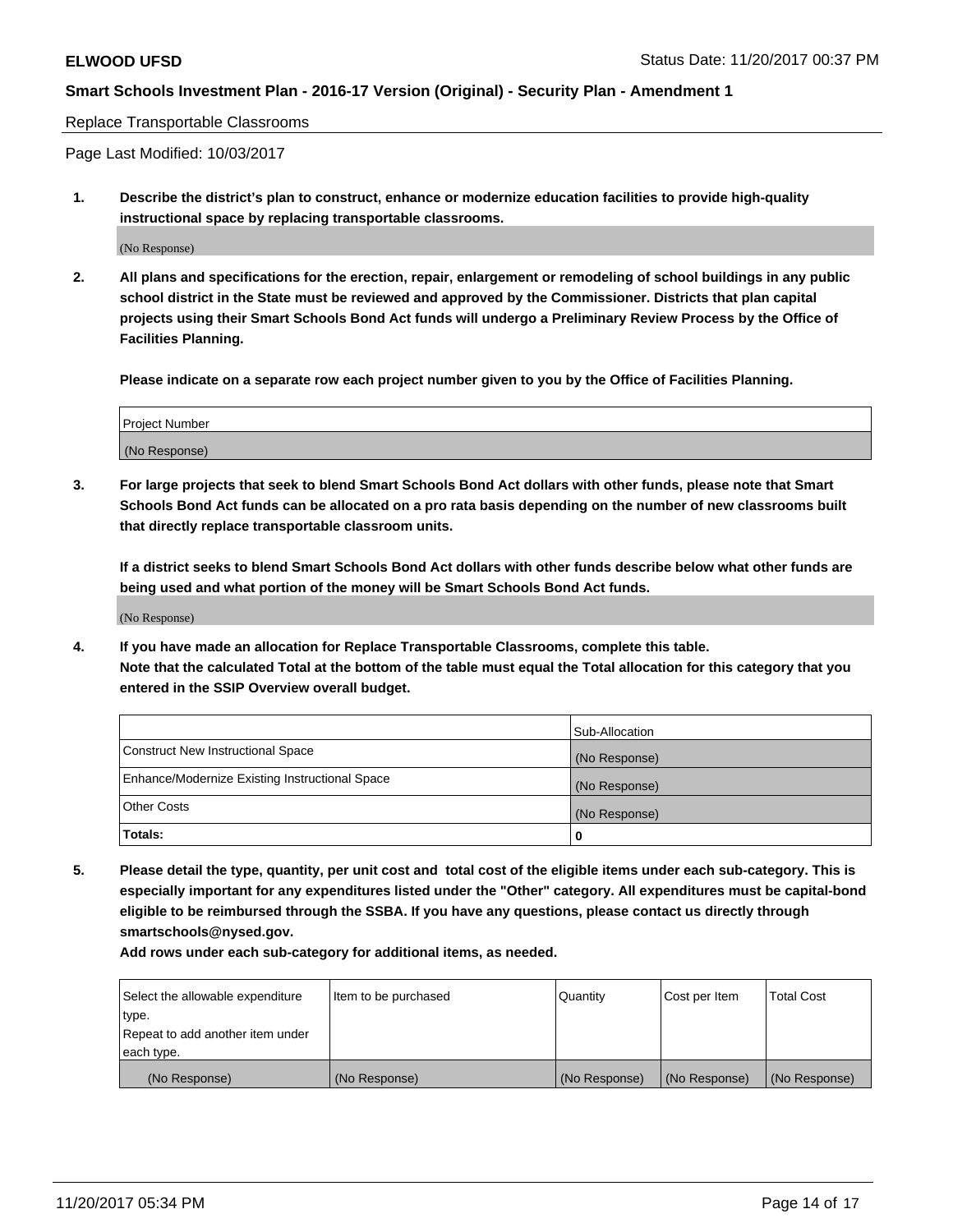**ELWOOD UFSD** Status Date: 11/20/2017 00:37 PM

**Smart Schools Investment Plan - 2016-17 Version (Original) - Security Plan - Amendment 1**

Replace Transportable Classrooms

Page Last Modified: 10/03/2017

**1. Describe the district's plan to construct, enhance or modernize education facilities to provide high-quality instructional space by replacing transportable classrooms.**

(No Response)

**2. All plans and specifications for the erection, repair, enlargement or remodeling of school buildings in any public school district in the State must be reviewed and approved by the Commissioner. Districts that plan capital projects using their Smart Schools Bond Act funds will undergo a Preliminary Review Process by the Office of Facilities Planning.**

**Please indicate on a separate row each project number given to you by the Office of Facilities Planning.**

| Project Number |
| --- |
| (No Response) |

**3. For large projects that seek to blend Smart Schools Bond Act dollars with other funds, please note that Smart Schools Bond Act funds can be allocated on a pro rata basis depending on the number of new classrooms built that directly replace transportable classroom units.**

**If a district seeks to blend Smart Schools Bond Act dollars with other funds describe below what other funds are being used and what portion of the money will be Smart Schools Bond Act funds.**

(No Response)

**4. If you have made an allocation for Replace Transportable Classrooms, complete this table.**
**Note that the calculated Total at the bottom of the table must equal the Total allocation for this category that you entered in the SSIP Overview overall budget.**

| | Sub-Allocation |
| --- | --- |
| Construct New Instructional Space | (No Response) |
| Enhance/Modernize Existing Instructional Space | (No Response) |
| Other Costs | (No Response) |
| **Totals:** | **0** |

**5. Please detail the type, quantity, per unit cost and total cost of the eligible items under each sub-category. This is especially important for any expenditures listed under the "Other" category. All expenditures must be capital-bond eligible to be reimbursed through the SSBA. If you have any questions, please contact us directly through smartschools@nysed.gov.**

**Add rows under each sub-category for additional items, as needed.**

| Select the allowable expenditure type. Repeat to add another item under each type. | Item to be purchased | Quantity | Cost per Item | Total Cost |
| --- | --- | --- | --- | --- |
| (No Response) | (No Response) | (No Response) | (No Response) | (No Response) |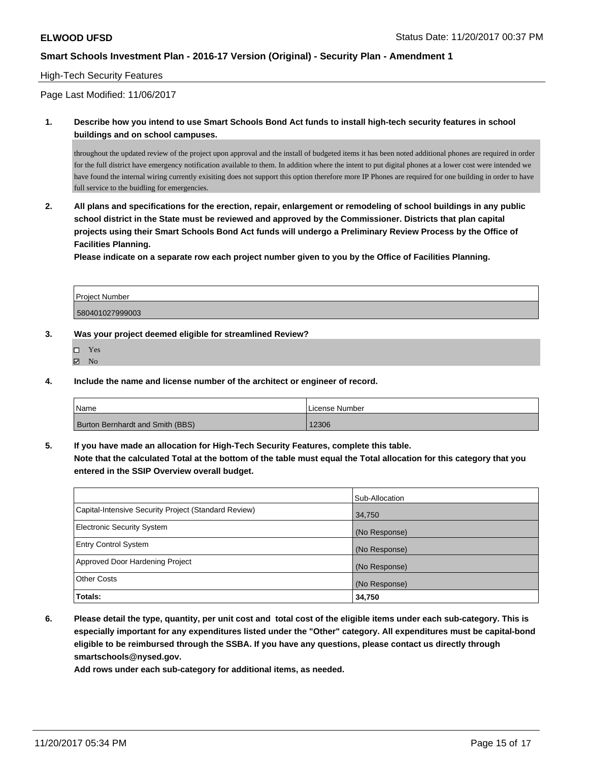**ELWOOD UFSD** Status Date: 11/20/2017 00:37 PM

**Smart Schools Investment Plan - 2016-17 Version (Original) - Security Plan - Amendment 1**

High-Tech Security Features

Page Last Modified: 11/06/2017

**1. Describe how you intend to use Smart Schools Bond Act funds to install high-tech security features in school buildings and on school campuses.**

throughout the updated review of the project upon approval and the install of budgeted items it has been noted additional phones are required in order for the full district have emergency notification available to them. In addition where the intent to put digital phones at a lower cost were intended we have found the internal wiring currently exisiting does not support this option therefore more IP Phones are required for one building in order to have full service to the buidling for emergencies.

**2. All plans and specifications for the erection, repair, enlargement or remodeling of school buildings in any public school district in the State must be reviewed and approved by the Commissioner. Districts that plan capital projects using their Smart Schools Bond Act funds will undergo a Preliminary Review Process by the Office of Facilities Planning.**
**Please indicate on a separate row each project number given to you by the Office of Facilities Planning.**

| Project Number |
| --- |
| 580401027999003 |

**3. Was your project deemed eligible for streamlined Review?**

- ☐ Yes
- ☑ No

**4. Include the name and license number of the architect or engineer of record.**

| Name | License Number |
| --- | --- |
| Burton Bernhardt and Smith (BBS) | 12306 |

**5. If you have made an allocation for High-Tech Security Features, complete this table.**
**Note that the calculated Total at the bottom of the table must equal the Total allocation for this category that you entered in the SSIP Overview overall budget.**

| | Sub-Allocation |
| --- | --- |
| Capital-Intensive Security Project (Standard Review) | 34,750 |
| Electronic Security System | (No Response) |
| Entry Control System | (No Response) |
| Approved Door Hardening Project | (No Response) |
| Other Costs | (No Response) |
| **Totals:** | **34,750** |

**6. Please detail the type, quantity, per unit cost and total cost of the eligible items under each sub-category. This is especially important for any expenditures listed under the "Other" category. All expenditures must be capital-bond eligible to be reimbursed through the SSBA. If you have any questions, please contact us directly through smartschools@nysed.gov.**
**Add rows under each sub-category for additional items, as needed.**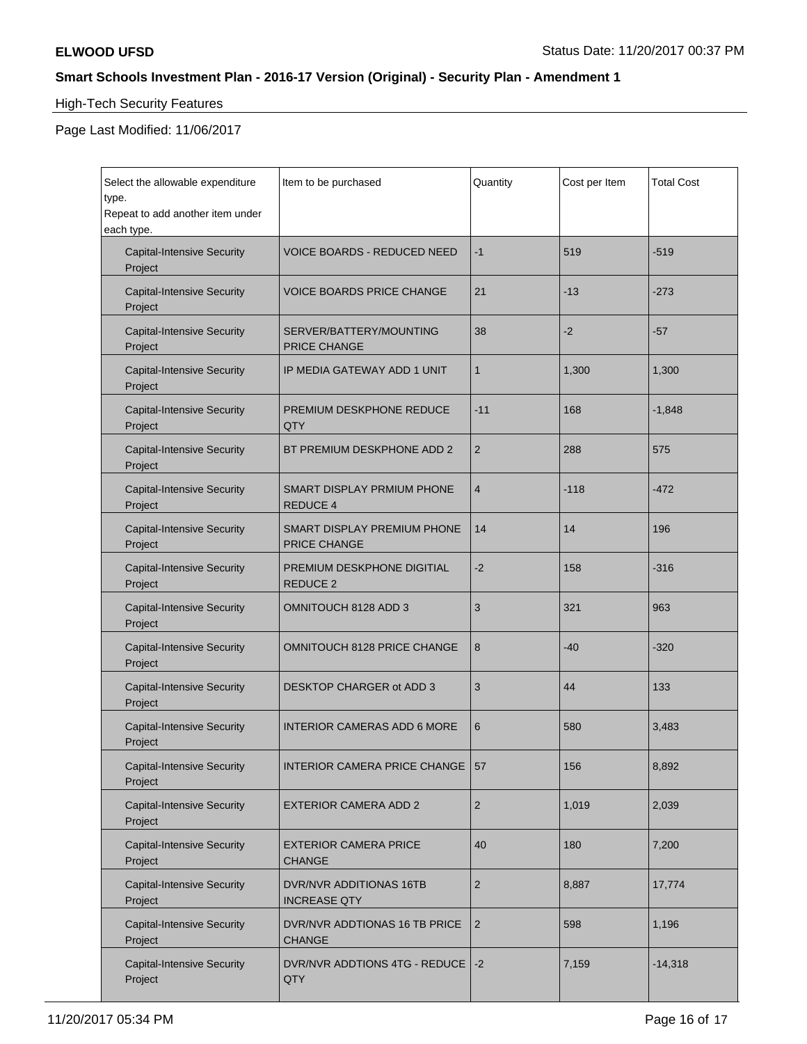**ELWOOD UFSD** Status Date: 11/20/2017 00:37 PM

**Smart Schools Investment Plan - 2016-17 Version (Original) - Security Plan - Amendment 1**

High-Tech Security Features

Page Last Modified: 11/06/2017

| Select the allowable expenditure type. Repeat to add another item under each type. | Item to be purchased | Quantity | Cost per Item | Total Cost |
|---|---|---|---|---|
| Capital-Intensive Security Project | VOICE BOARDS - REDUCED NEED | -1 | 519 | -519 |
| Capital-Intensive Security Project | VOICE BOARDS PRICE CHANGE | 21 | -13 | -273 |
| Capital-Intensive Security Project | SERVER/BATTERY/MOUNTING PRICE CHANGE | 38 | -2 | -57 |
| Capital-Intensive Security Project | IP MEDIA GATEWAY ADD 1 UNIT | 1 | 1,300 | 1,300 |
| Capital-Intensive Security Project | PREMIUM DESKPHONE REDUCE QTY | -11 | 168 | -1,848 |
| Capital-Intensive Security Project | BT PREMIUM DESKPHONE ADD 2 | 2 | 288 | 575 |
| Capital-Intensive Security Project | SMART DISPLAY PRMIUM PHONE REDUCE 4 | 4 | -118 | -472 |
| Capital-Intensive Security Project | SMART DISPLAY PREMIUM PHONE PRICE CHANGE | 14 | 14 | 196 |
| Capital-Intensive Security Project | PREMIUM DESKPHONE DIGITIAL REDUCE 2 | -2 | 158 | -316 |
| Capital-Intensive Security Project | OMNITOUCH 8128 ADD 3 | 3 | 321 | 963 |
| Capital-Intensive Security Project | OMNITOUCH 8128 PRICE CHANGE | 8 | -40 | -320 |
| Capital-Intensive Security Project | DESKTOP CHARGER ot ADD 3 | 3 | 44 | 133 |
| Capital-Intensive Security Project | INTERIOR CAMERAS ADD 6 MORE | 6 | 580 | 3,483 |
| Capital-Intensive Security Project | INTERIOR CAMERA PRICE CHANGE | 57 | 156 | 8,892 |
| Capital-Intensive Security Project | EXTERIOR CAMERA ADD 2 | 2 | 1,019 | 2,039 |
| Capital-Intensive Security Project | EXTERIOR CAMERA PRICE CHANGE | 40 | 180 | 7,200 |
| Capital-Intensive Security Project | DVR/NVR ADDITIONAS 16TB INCREASE QTY | 2 | 8,887 | 17,774 |
| Capital-Intensive Security Project | DVR/NVR ADDTIONAS 16 TB PRICE CHANGE | 2 | 598 | 1,196 |
| Capital-Intensive Security Project | DVR/NVR ADDTIONS 4TG - REDUCE QTY | -2 | 7,159 | -14,318 |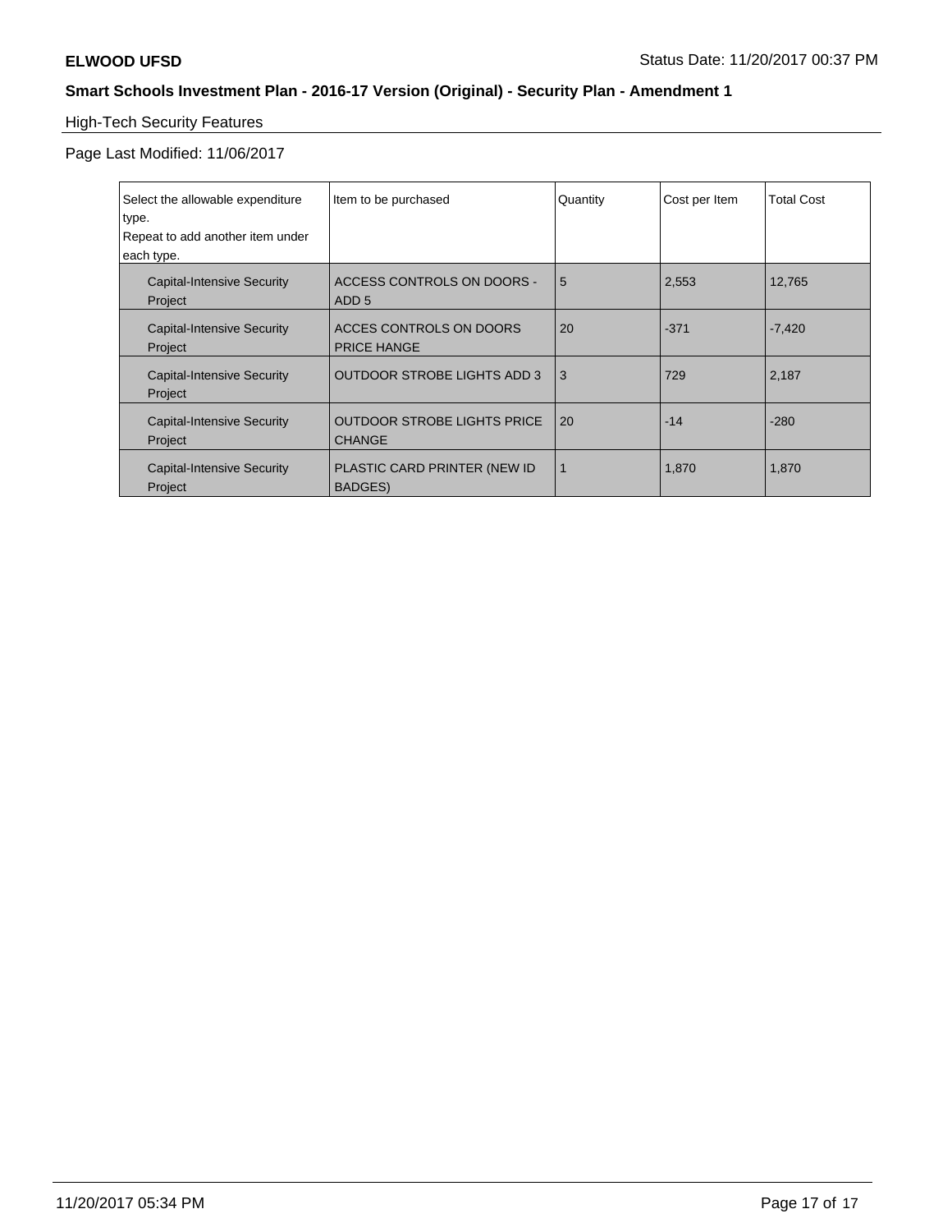## High-Tech Security Features

Page Last Modified: 11/06/2017

| Select the allowable expenditure type. Repeat to add another item under each type. | Item to be purchased | Quantity | Cost per Item | Total Cost |
|---|---|---|---|---|
| Capital-Intensive Security Project | ACCESS CONTROLS ON DOORS - ADD 5 | 5 | 2,553 | 12,765 |
| Capital-Intensive Security Project | ACCES CONTROLS ON DOORS PRICE HANGE | 20 | -371 | -7,420 |
| Capital-Intensive Security Project | OUTDOOR STROBE LIGHTS ADD 3 | 3 | 729 | 2,187 |
| Capital-Intensive Security Project | OUTDOOR STROBE LIGHTS PRICE CHANGE | 20 | -14 | -280 |
| Capital-Intensive Security Project | PLASTIC CARD PRINTER (NEW ID BADGES) | 1 | 1,870 | 1,870 |